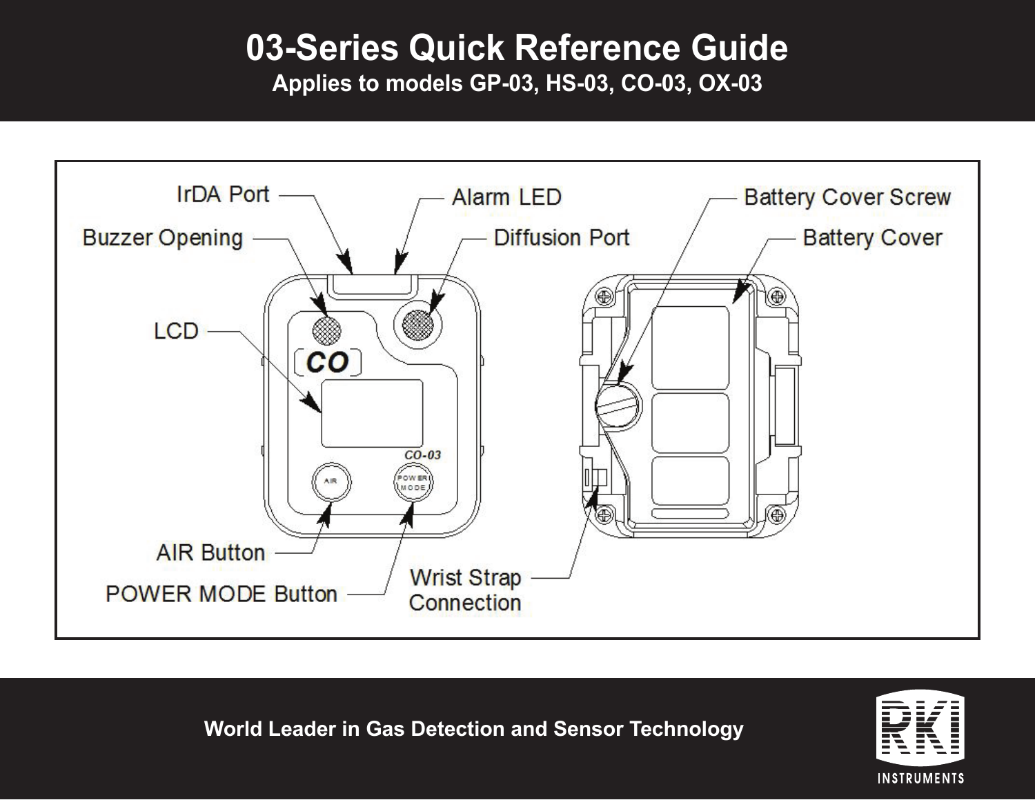# 03-Series Quick Reference Guide

**Applies to models GP-03, HS-03, CO-03, OX-03**

IrDA Port

Alarm LED

Buzzer Opening

Diffusion Port

LCD

CO

CO-03

AIR

POWER MODE

AIR Button

POWER MODE Button

Battery Cover Screw

Battery Cover

Wrist Strap Connection

**World Leader in Gas Detection and Sensor Technology**

RKI INSTRUMENTS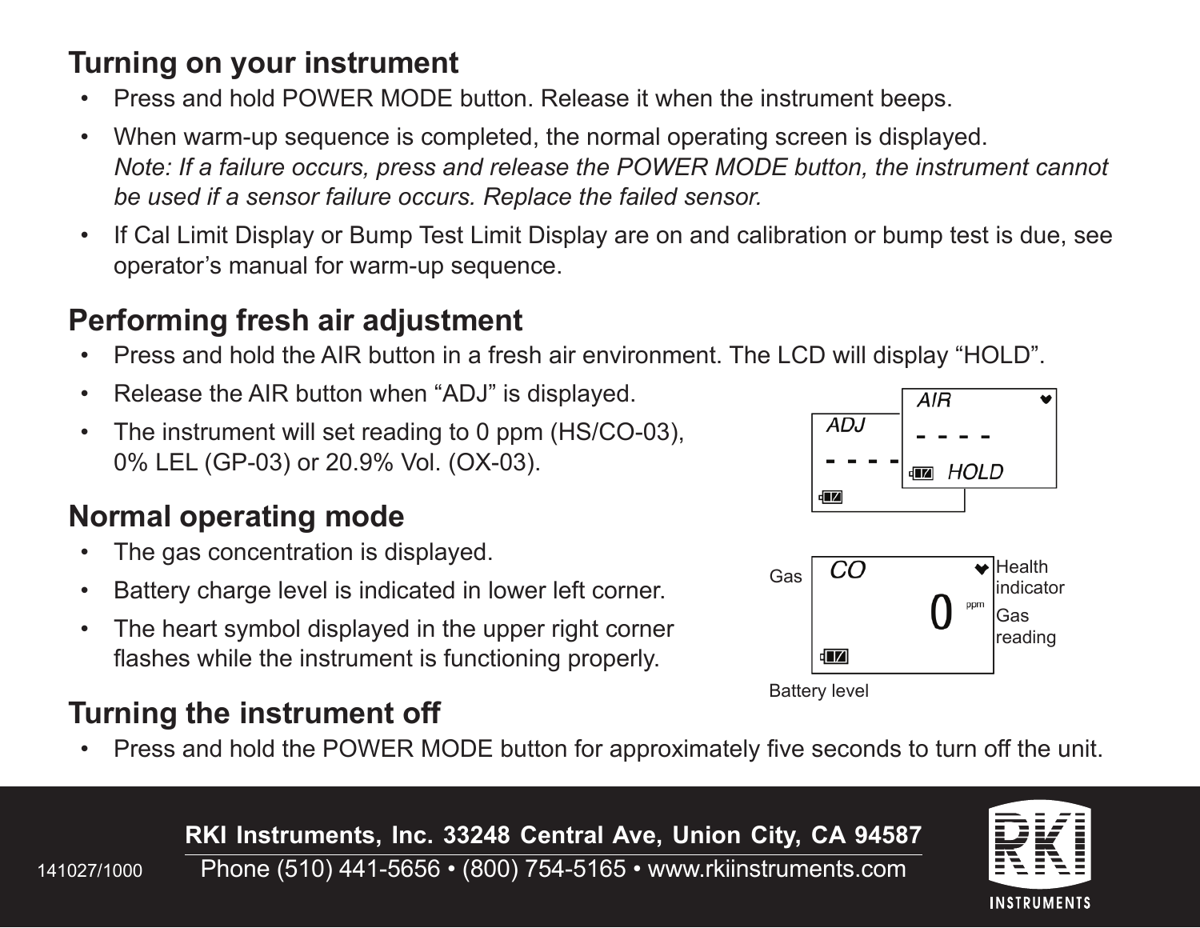## Turning on your instrument

- Press and hold POWER MODE button. Release it when the instrument beeps.
- When warm-up sequence is completed, the normal operating screen is displayed.
  *Note: If a failure occurs, press and release the POWER MODE button, the instrument cannot be used if a sensor failure occurs. Replace the failed sensor.*
- If Cal Limit Display or Bump Test Limit Display are on and calibration or bump test is due, see operator's manual for warm-up sequence.

## Performing fresh air adjustment

- Press and hold the AIR button in a fresh air environment. The LCD will display "HOLD".
- Release the AIR button when "ADJ" is displayed.
- The instrument will set reading to 0 ppm (HS/CO-03), 0% LEL (GP-03) or 20.9% Vol. (OX-03).

ADJ
- - - -

AIR
- - - -
HOLD

## Normal operating mode

- The gas concentration is displayed.
- Battery charge level is indicated in lower left corner.
- The heart symbol displayed in the upper right corner flashes while the instrument is functioning properly.

Gas
CO
0 ppm
Health indicator
Gas reading
Battery level

## Turning the instrument off

- Press and hold the POWER MODE button for approximately five seconds to turn off the unit.

**RKI Instruments, Inc. 33248 Central Ave, Union City, CA 94587**

Phone (510) 441-5656 • (800) 754-5165 • www.rkiinstruments.com

141027/1000

RKI INSTRUMENTS